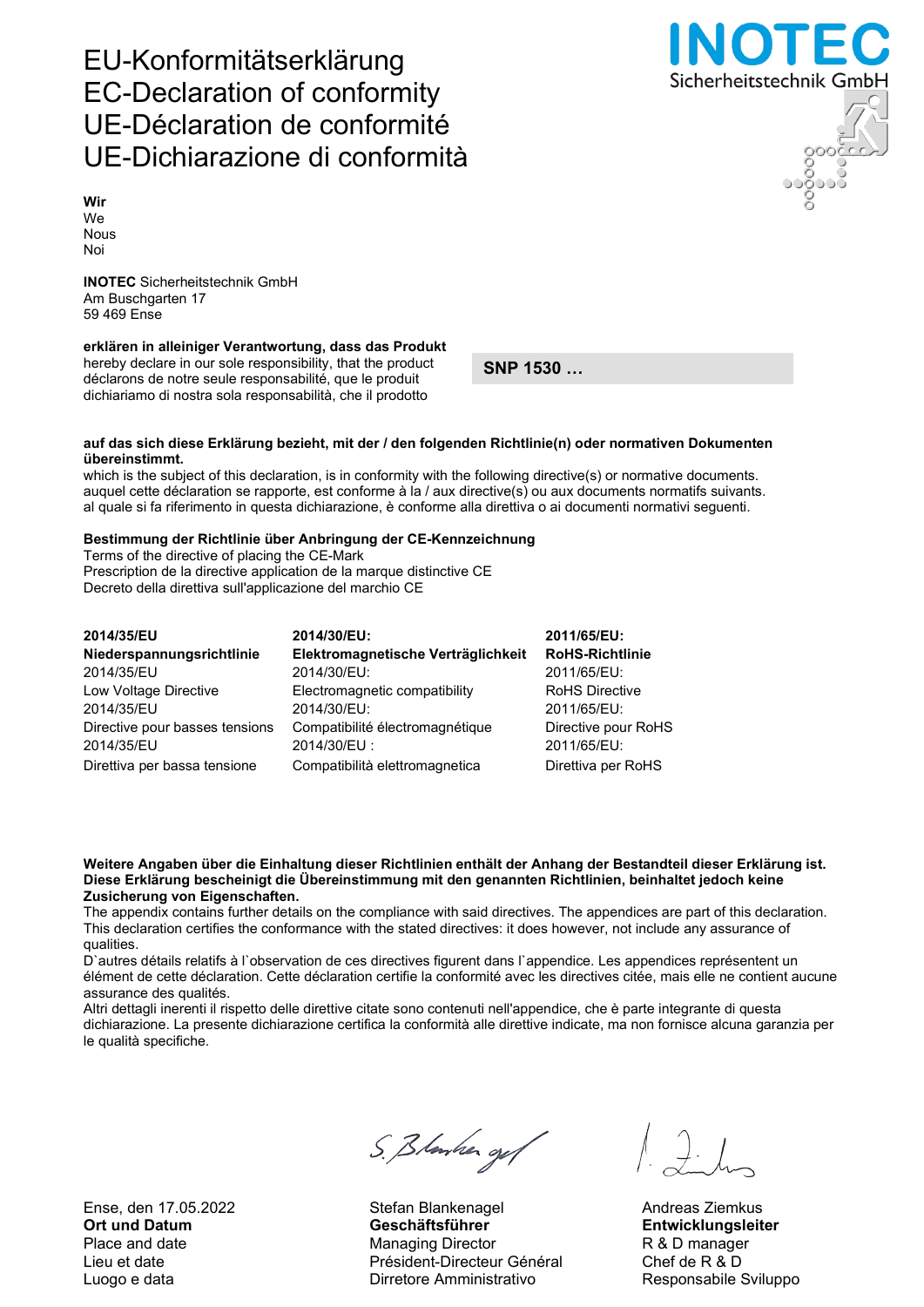# EU-Konformitätserklärung
# EC-Declaration of conformity
# UE-Déclaration de conformité
# UE-Dichiarazione di conformità

INOTEC
Sicherheitstechnik GmbH

**Wir**
We
Nous
Noi

**INOTEC** Sicherheitstechnik GmbH
Am Buschgarten 17
59 469 Ense

**erklären in alleiniger Verantwortung, dass das Produkt**
hereby declare in our sole responsibility, that the product
déclarons de notre seule responsabilité, que le produit
dichiariamo di nostra sola responsabilità, che il prodotto

**SNP 1530 …**

**auf das sich diese Erklärung bezieht, mit der / den folgenden Richtlinie(n) oder normativen Dokumenten übereinstimmt.**
which is the subject of this declaration, is in conformity with the following directive(s) or normative documents.
auquel cette déclaration se rapporte, est conforme à la / aux directive(s) ou aux documents normatifs suivants.
al quale si fa riferimento in questa dichiarazione, è conforme alla direttiva o ai documenti normativi seguenti.

**Bestimmung der Richtlinie über Anbringung der CE-Kennzeichnung**
Terms of the directive of placing the CE-Mark
Prescription de la directive application de la marque distinctive CE
Decreto della direttiva sull'applicazione del marchio CE

| **2014/35/EU** | **2014/30/EU:** | **2011/65/EU:** |
|---|---|---|
| **Niederspannungsrichtlinie** | **Elektromagnetische Verträglichkeit** | **RoHS-Richtlinie** |
| 2014/35/EU | 2014/30/EU: | 2011/65/EU: |
| Low Voltage Directive | Electromagnetic compatibility | RoHS Directive |
| 2014/35/EU | 2014/30/EU: | 2011/65/EU: |
| Directive pour basses tensions | Compatibilité électromagnétique | Directive pour RoHS |
| 2014/35/EU | 2014/30/EU : | 2011/65/EU: |
| Direttiva per bassa tensione | Compatibilità elettromagnetica | Direttiva per RoHS |

**Weitere Angaben über die Einhaltung dieser Richtlinien enthält der Anhang der Bestandteil dieser Erklärung ist. Diese Erklärung bescheinigt die Übereinstimmung mit den genannten Richtlinien, beinhaltet jedoch keine Zusicherung von Eigenschaften.**
The appendix contains further details on the compliance with said directives. The appendices are part of this declaration. This declaration certifies the conformance with the stated directives: it does however, not include any assurance of qualities.
D`autres détails relatifs à l`observation de ces directives figurent dans l`appendice. Les appendices représentent un élément de cette déclaration. Cette déclaration certifie la conformité avec les directives citée, mais elle ne contient aucune assurance des qualités.
Altri dettagli inerenti il rispetto delle direttive citate sono contenuti nell'appendice, che è parte integrante di questa dichiarazione. La presente dichiarazione certifica la conformità alle direttive indicate, ma non fornisce alcuna garanzia per le qualità specifiche.

| Ense, den 17.05.2022 | Stefan Blankenagel | Andreas Ziemkus |
|---|---|---|
| **Ort und Datum** | **Geschäftsführer** | **Entwicklungsleiter** |
| Place and date | Managing Director | R & D manager |
| Lieu et date | Président-Directeur Général | Chef de R & D |
| Luogo e data | Dirretore Amministrativo | Responsabile Sviluppo |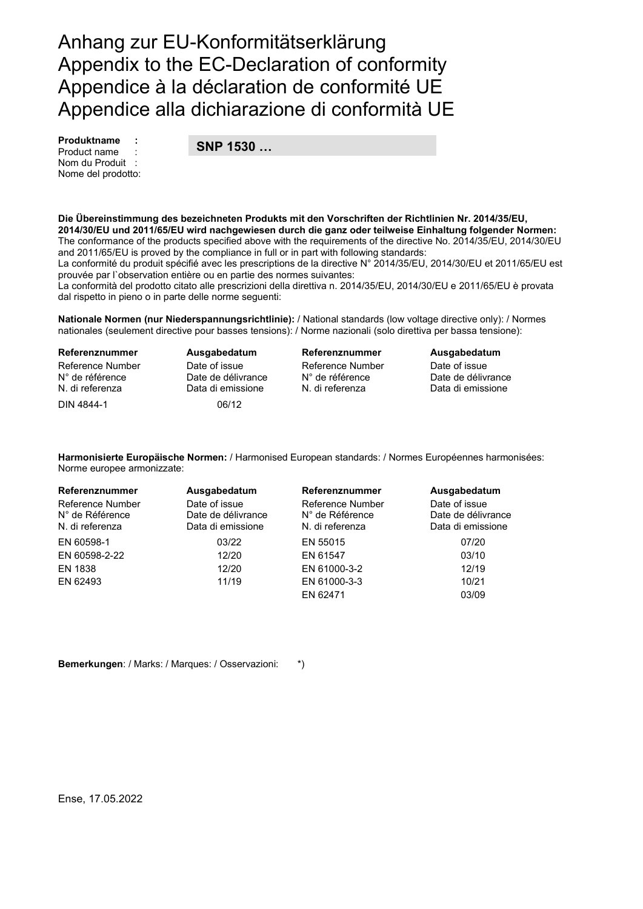# Anhang zur EU-Konformitätserklärung
# Appendix to the EC-Declaration of conformity
# Appendice à la déclaration de conformité UE
# Appendice alla dichiarazione di conformità UE

**Produktname :**
Product name :
Nom du Produit :
Nome del prodotto:

**SNP 1530 …**

**Die Übereinstimmung des bezeichneten Produkts mit den Vorschriften der Richtlinien Nr. 2014/35/EU, 2014/30/EU und 2011/65/EU wird nachgewiesen durch die ganz oder teilweise Einhaltung folgender Normen:**
The conformance of the products specified above with the requirements of the directive No. 2014/35/EU, 2014/30/EU and 2011/65/EU is proved by the compliance in full or in part with following standards:
La conformité du produit spécifié avec les prescriptions de la directive N° 2014/35/EU, 2014/30/EU et 2011/65/EU est prouvée par l`observation entière ou en partie des normes suivantes:
La conformità del prodotto citato alle prescrizioni della direttiva n. 2014/35/EU, 2014/30/EU e 2011/65/EU è provata dal rispetto in pieno o in parte delle norme seguenti:

**Nationale Normen (nur Niederspannungsrichtlinie):** / National standards (low voltage directive only): / Normes nationales (seulement directive pour basses tensions): / Norme nazionali (solo direttiva per bassa tensione):

| **Referenznummer**<br>Reference Number<br>N° de référence<br>N. di referenza | **Ausgabedatum**<br>Date of issue<br>Date de délivrance<br>Data di emissione | **Referenznummer**<br>Reference Number<br>N° de référence<br>N. di referenza | **Ausgabedatum**<br>Date of issue<br>Date de délivrance<br>Data di emissione |
|---|---|---|---|
| DIN 4844-1 | 06/12 | | |

**Harmonisierte Europäische Normen:** / Harmonised European standards: / Normes Européennes harmonisées: Norme europee armonizzate:

| **Referenznummer**<br>Reference Number<br>N° de Référence<br>N. di referenza | **Ausgabedatum**<br>Date of issue<br>Date de délivrance<br>Data di emissione | **Referenznummer**<br>Reference Number<br>N° de Référence<br>N. di referenza | **Ausgabedatum**<br>Date of issue<br>Date de délivrance<br>Data di emissione |
|---|---|---|---|
| EN 60598-1 | 03/22 | EN 55015 | 07/20 |
| EN 60598-2-22 | 12/20 | EN 61547 | 03/10 |
| EN 1838 | 12/20 | EN 61000-3-2 | 12/19 |
| EN 62493 | 11/19 | EN 61000-3-3 | 10/21 |
| | | EN 62471 | 03/09 |

**Bemerkungen**: / Marks: / Marques: / Osservazioni: *)

Ense, 17.05.2022